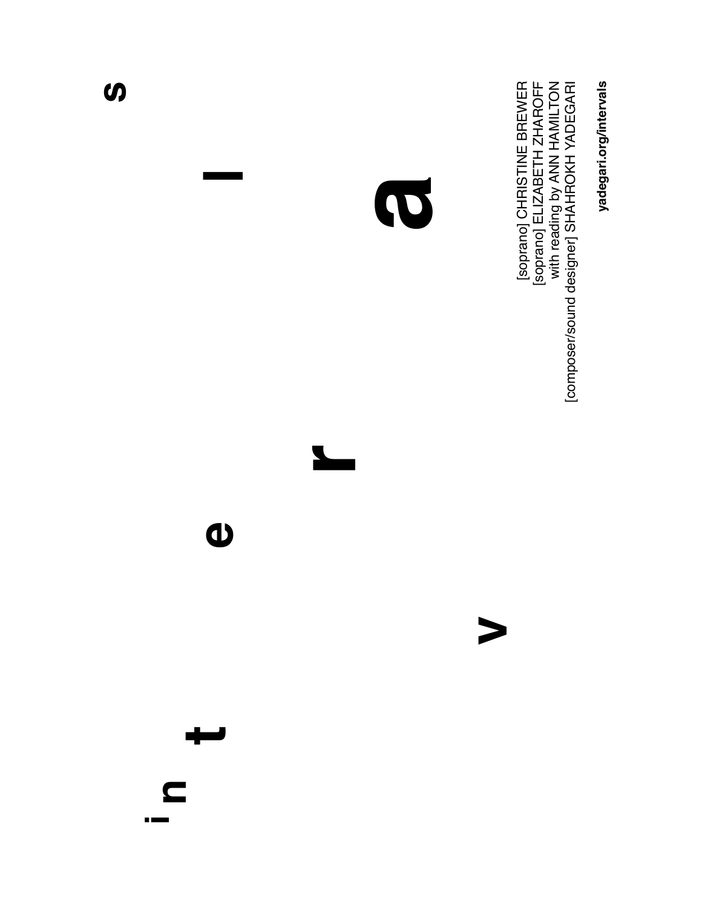# i n t e r v a l s

[soprano] CHRISTINE BREWER
[soprano] ELIZABETH ZHAROFF
with reading by ANN HAMILTON
[composer/sound designer] SHAHROKH YADEGARI

**yadegari.org/intervals**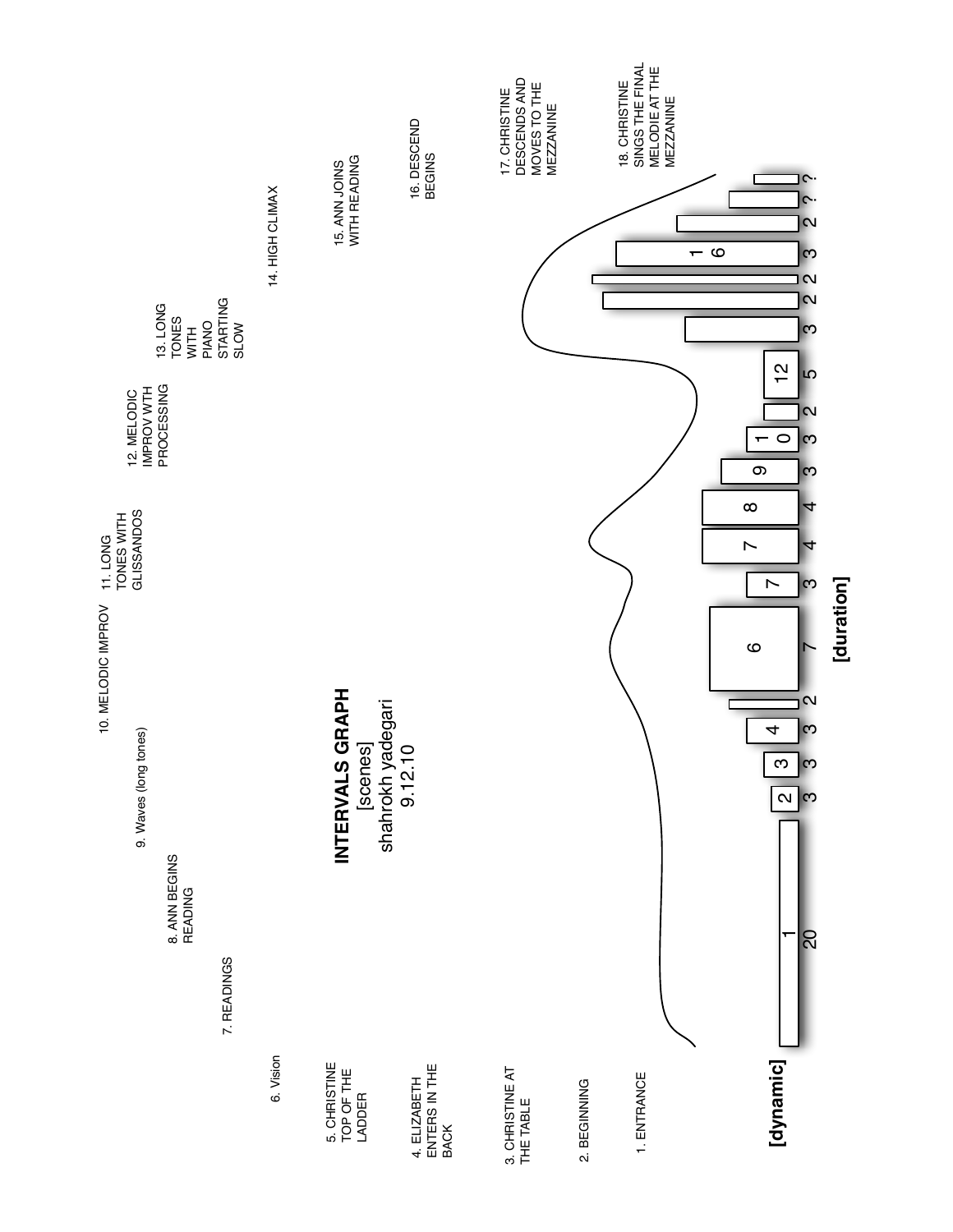# INTERVALS GRAPH

[scenes]

shahrokh yadegari

9.12.10

1. ENTRANCE
2. BEGINNING
3. CHRISTINE AT THE TABLE
4. ELIZABETH ENTERS IN THE BACK
5. CHRISTINE TOP OF THE LADDER
6. Vision
7. READINGS
8. ANN BEGINS READING
9. Waves (long tones)
10. MELODIC IMPROV
11. LONG TONES WITH GLISSANDOS
12. MELODIC IMPROV WTH PROCESSING
13. LONG TONES WITH PIANO STARTING SLOW
14. HIGH CLIMAX
15. ANN JOINS WITH READING
16. DESCEND BEGINS
17. CHRISTINE DESCENDS AND MOVES TO THE MEZZANINE
18. CHRISTINE SINGS THE FINAL MELODIE AT THE MEZZANINE

[dynamic]

[duration]

| Scene | 1 | 2 | 3 | 4 | | 6 | 7 | 7 | 8 | 9 | 10 | | 12 | | | | 16 | | | |
|---|---|---|---|---|---|---|---|---|---|---|---|---|---|---|---|---|---|---|---|---|
| Duration | 20 | 3 | 3 | 3 | 2 | 7 | 3 | 4 | 4 | 3 | 3 | 2 | 5 | 3 | 2 | 2 | 3 | 2 | ? | ? |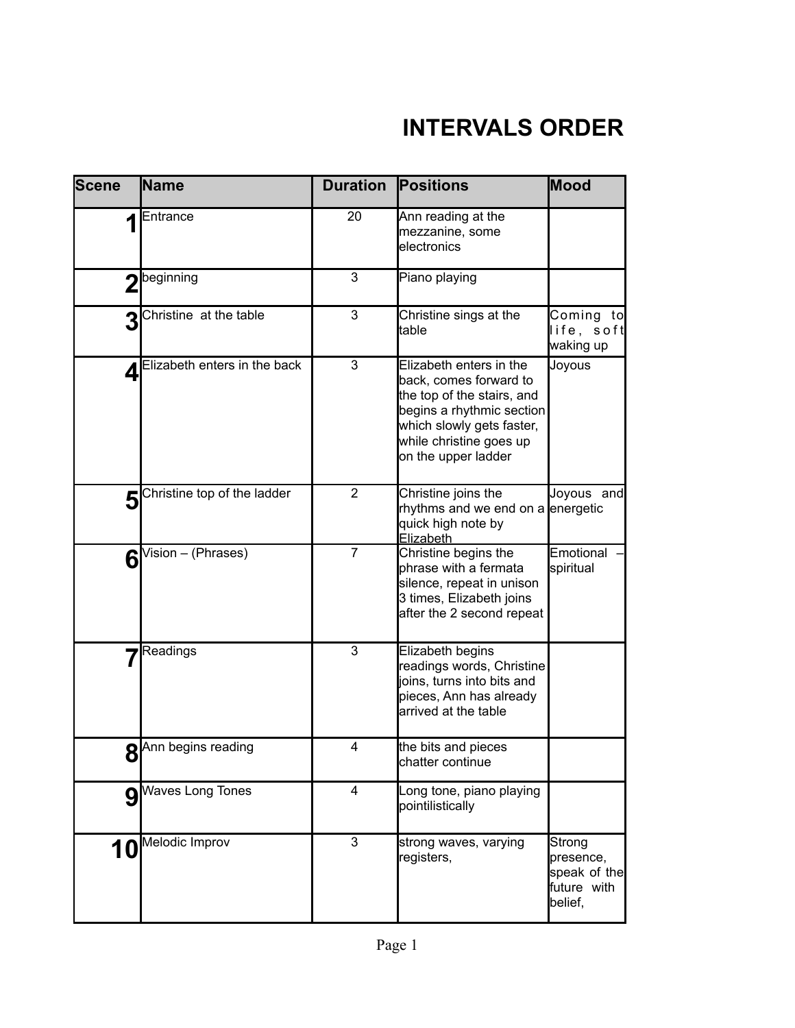# INTERVALS ORDER

| Scene | Name | Duration | Positions | Mood |
|---|---|---|---|---|
| 1 | Entrance | 20 | Ann reading at the mezzanine, some electronics | |
| 2 | beginning | 3 | Piano playing | |
| 3 | Christine at the table | 3 | Christine sings at the table | Coming to life, soft waking up |
| 4 | Elizabeth enters in the back | 3 | Elizabeth enters in the back, comes forward to the top of the stairs, and begins a rhythmic section which slowly gets faster, while christine goes up on the upper ladder | Joyous |
| 5 | Christine top of the ladder | 2 | Christine joins the rhythms and we end on a quick high note by Elizabeth | Joyous and energetic |
| 6 | Vision – (Phrases) | 7 | Christine begins the phrase with a fermata silence, repeat in unison 3 times, Elizabeth joins after the 2 second repeat | Emotional – spiritual |
| 7 | Readings | 3 | Elizabeth begins readings words, Christine joins, turns into bits and pieces, Ann has already arrived at the table | |
| 8 | Ann begins reading | 4 | the bits and pieces chatter continue | |
| 9 | Waves Long Tones | 4 | Long tone, piano playing pointilistically | |
| 10 | Melodic Improv | 3 | strong waves, varying registers, | Strong presence, speak of the future with belief, |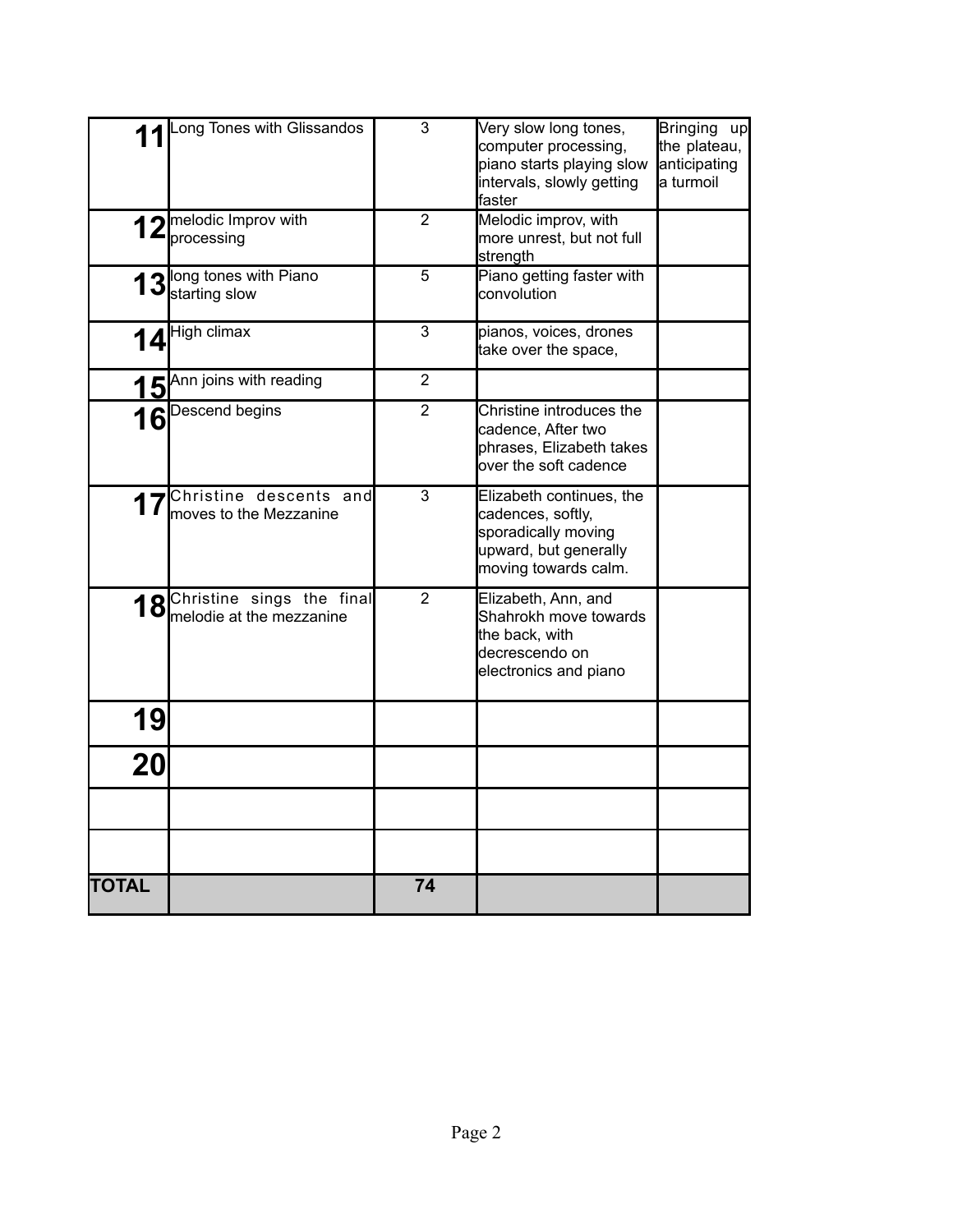| | | | | |
|---|---|---|---|---|
| **11** | Long Tones with Glissandos | 3 | Very slow long tones, computer processing, piano starts playing slow intervals, slowly getting faster | Bringing up the plateau, anticipating a turmoil |
| **12** | melodic Improv with processing | 2 | Melodic improv, with more unrest, but not full strength | |
| **13** | long tones with Piano starting slow | 5 | Piano getting faster with convolution | |
| **14** | High climax | 3 | pianos, voices, drones take over the space, | |
| **15** | Ann joins with reading | 2 | | |
| **16** | Descend begins | 2 | Christine introduces the cadence, After two phrases, Elizabeth takes over the soft cadence | |
| **17** | Christine descents and moves to the Mezzanine | 3 | Elizabeth continues, the cadences, softly, sporadically moving upward, but generally moving towards calm. | |
| **18** | Christine sings the final melodie at the mezzanine | 2 | Elizabeth, Ann, and Shahrokh move towards the back, with decrescendo on electronics and piano | |
| **19** | | | | |
| **20** | | | | |
| | | | | |
| | | | | |
| **TOTAL** | | **74** | | |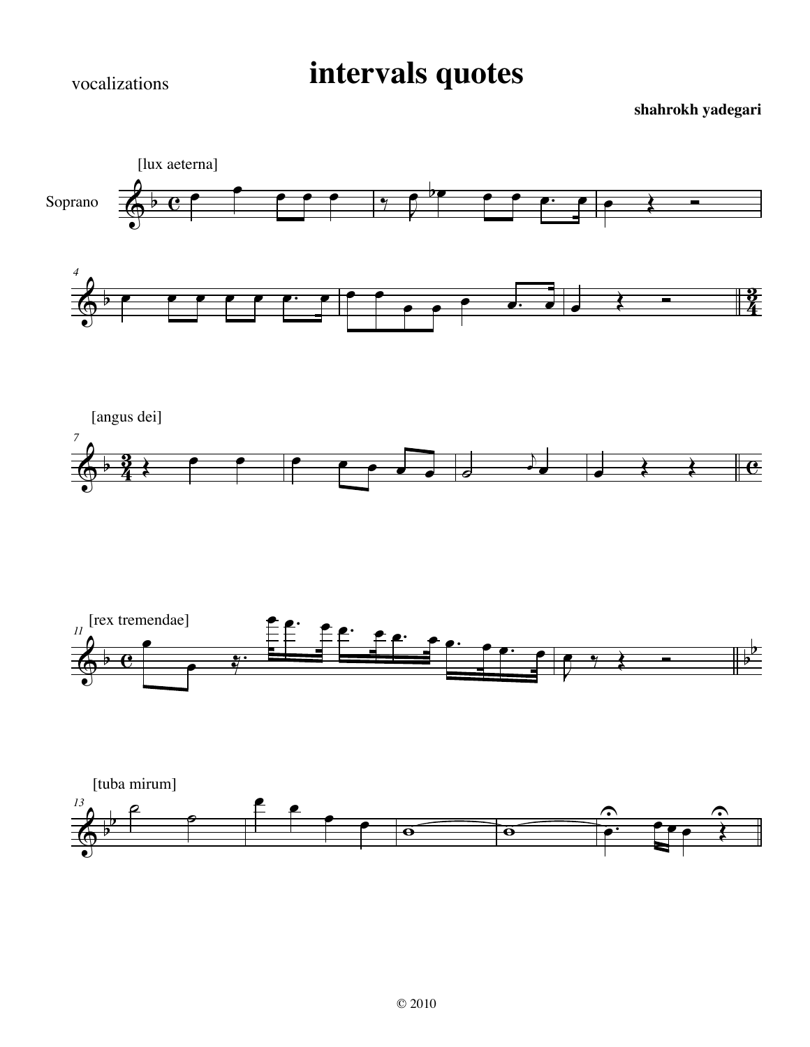vocalizations

# intervals quotes

**shahrokh yadegari**

[lux aeterna]

Soprano

[angus dei]

[rex tremendae]

[tuba mirum]

© 2010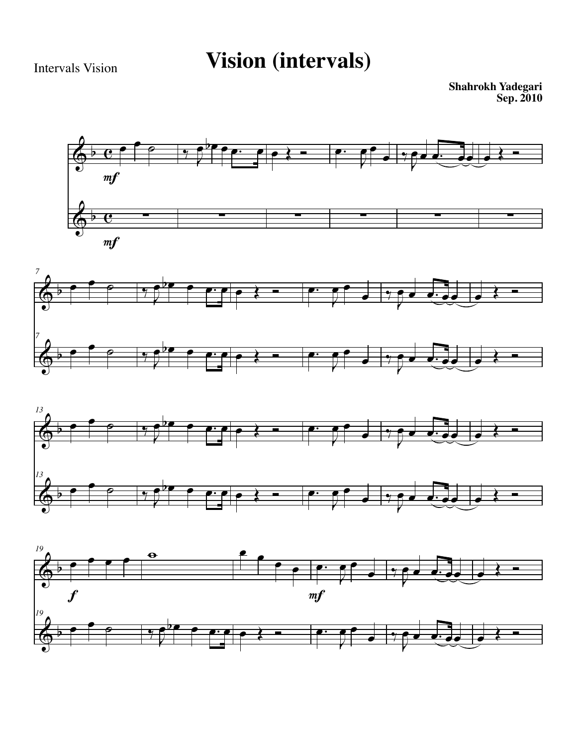Intervals Vision

# Vision (intervals)

**Shahrokh Yadegari**
**Sep. 2010**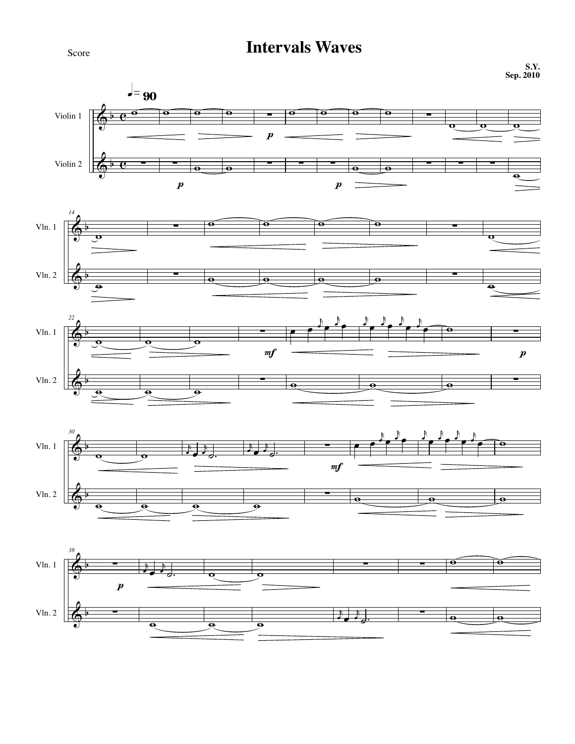Score

# Intervals Waves

**S.Y.**
**Sep. 2010**